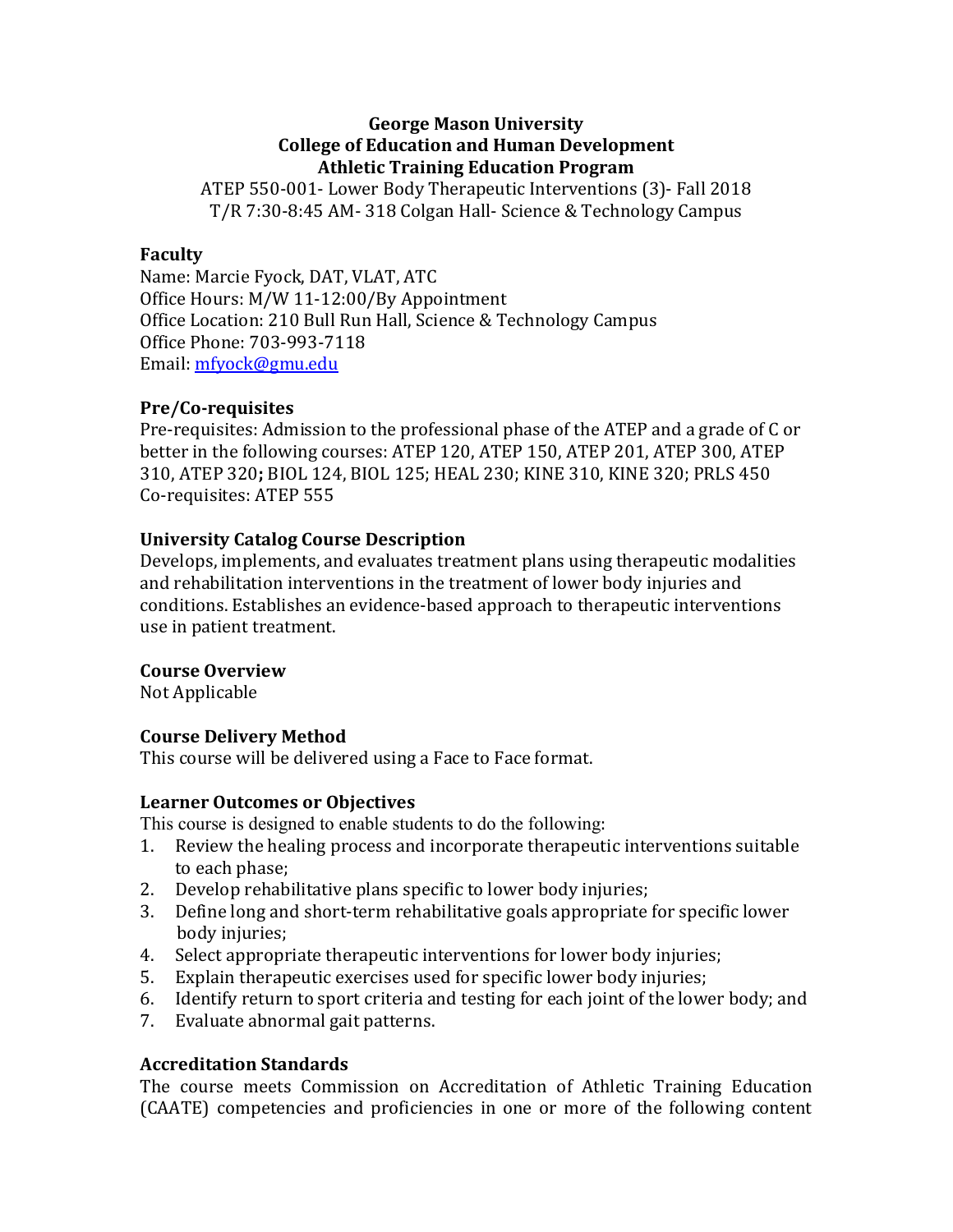**George Mason University**
**College of Education and Human Development**
**Athletic Training Education Program**

ATEP 550-001- Lower Body Therapeutic Interventions (3)- Fall 2018
T/R 7:30-8:45 AM- 318 Colgan Hall- Science & Technology Campus

## Faculty

Name: Marcie Fyock, DAT, VLAT, ATC
Office Hours: M/W 11-12:00/By Appointment
Office Location: 210 Bull Run Hall, Science & Technology Campus
Office Phone: 703-993-7118
Email: mfyock@gmu.edu

## Pre/Co-requisites

Pre-requisites: Admission to the professional phase of the ATEP and a grade of C or better in the following courses: ATEP 120, ATEP 150, ATEP 201, ATEP 300, ATEP 310, ATEP 320**;** BIOL 124, BIOL 125; HEAL 230; KINE 310, KINE 320; PRLS 450
Co-requisites: ATEP 555

## University Catalog Course Description

Develops, implements, and evaluates treatment plans using therapeutic modalities and rehabilitation interventions in the treatment of lower body injuries and conditions. Establishes an evidence-based approach to therapeutic interventions use in patient treatment.

## Course Overview

Not Applicable

## Course Delivery Method

This course will be delivered using a Face to Face format.

## Learner Outcomes or Objectives

This course is designed to enable students to do the following:

1. Review the healing process and incorporate therapeutic interventions suitable to each phase;
2. Develop rehabilitative plans specific to lower body injuries;
3. Define long and short-term rehabilitative goals appropriate for specific lower body injuries;
4. Select appropriate therapeutic interventions for lower body injuries;
5. Explain therapeutic exercises used for specific lower body injuries;
6. Identify return to sport criteria and testing for each joint of the lower body; and
7. Evaluate abnormal gait patterns.

## Accreditation Standards

The course meets Commission on Accreditation of Athletic Training Education (CAATE) competencies and proficiencies in one or more of the following content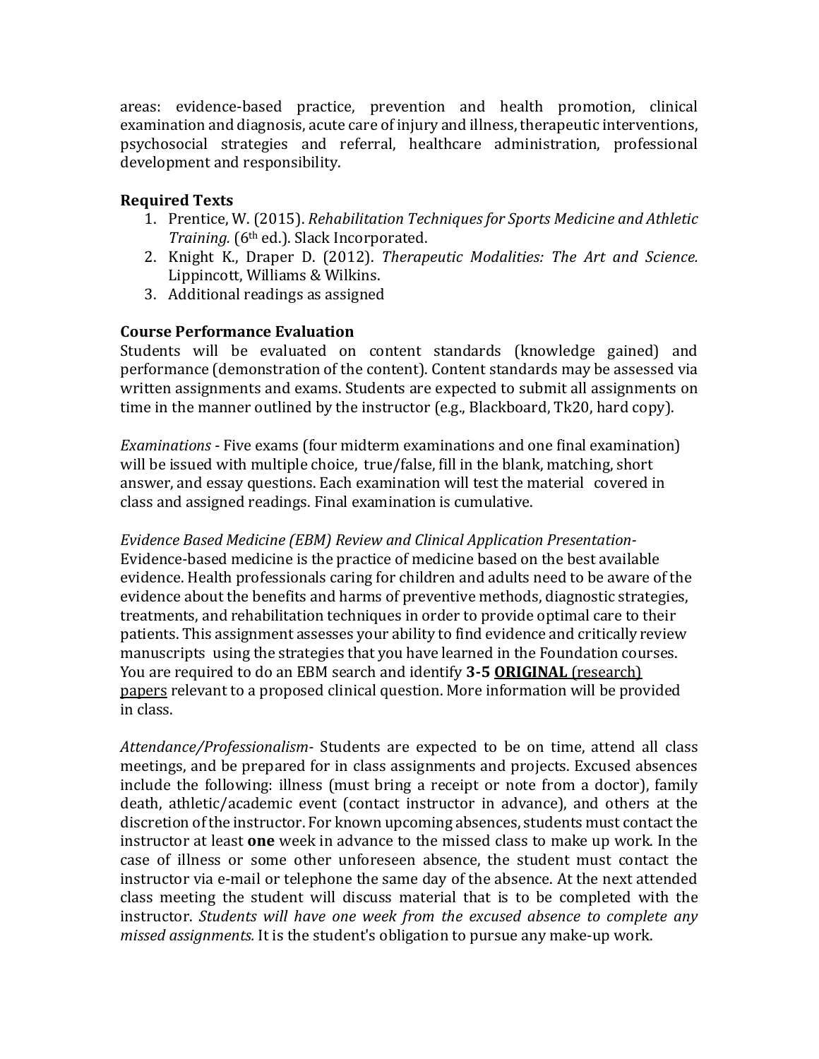areas: evidence-based practice, prevention and health promotion, clinical examination and diagnosis, acute care of injury and illness, therapeutic interventions, psychosocial strategies and referral, healthcare administration, professional development and responsibility.

### Required Texts

1. Prentice, W. (2015). *Rehabilitation Techniques for Sports Medicine and Athletic Training.* (6th ed.). Slack Incorporated.
2. Knight K., Draper D. (2012). *Therapeutic Modalities: The Art and Science.* Lippincott, Williams & Wilkins.
3. Additional readings as assigned

### Course Performance Evaluation

Students will be evaluated on content standards (knowledge gained) and performance (demonstration of the content). Content standards may be assessed via written assignments and exams. Students are expected to submit all assignments on time in the manner outlined by the instructor (e.g., Blackboard, Tk20, hard copy).

*Examinations* - Five exams (four midterm examinations and one final examination) will be issued with multiple choice, true/false, fill in the blank, matching, short answer, and essay questions. Each examination will test the material covered in class and assigned readings. Final examination is cumulative.

*Evidence Based Medicine (EBM) Review and Clinical Application Presentation*- Evidence-based medicine is the practice of medicine based on the best available evidence. Health professionals caring for children and adults need to be aware of the evidence about the benefits and harms of preventive methods, diagnostic strategies, treatments, and rehabilitation techniques in order to provide optimal care to their patients. This assignment assesses your ability to find evidence and critically review manuscripts using the strategies that you have learned in the Foundation courses. You are required to do an EBM search and identify **3-5** **<u>ORIGINAL</u>** <u>(research) papers</u> relevant to a proposed clinical question. More information will be provided in class.

*Attendance/Professionalism*- Students are expected to be on time, attend all class meetings, and be prepared for in class assignments and projects. Excused absences include the following: illness (must bring a receipt or note from a doctor), family death, athletic/academic event (contact instructor in advance), and others at the discretion of the instructor. For known upcoming absences, students must contact the instructor at least **one** week in advance to the missed class to make up work. In the case of illness or some other unforeseen absence, the student must contact the instructor via e-mail or telephone the same day of the absence. At the next attended class meeting the student will discuss material that is to be completed with the instructor. *Students will have one week from the excused absence to complete any missed assignments.* It is the student's obligation to pursue any make-up work.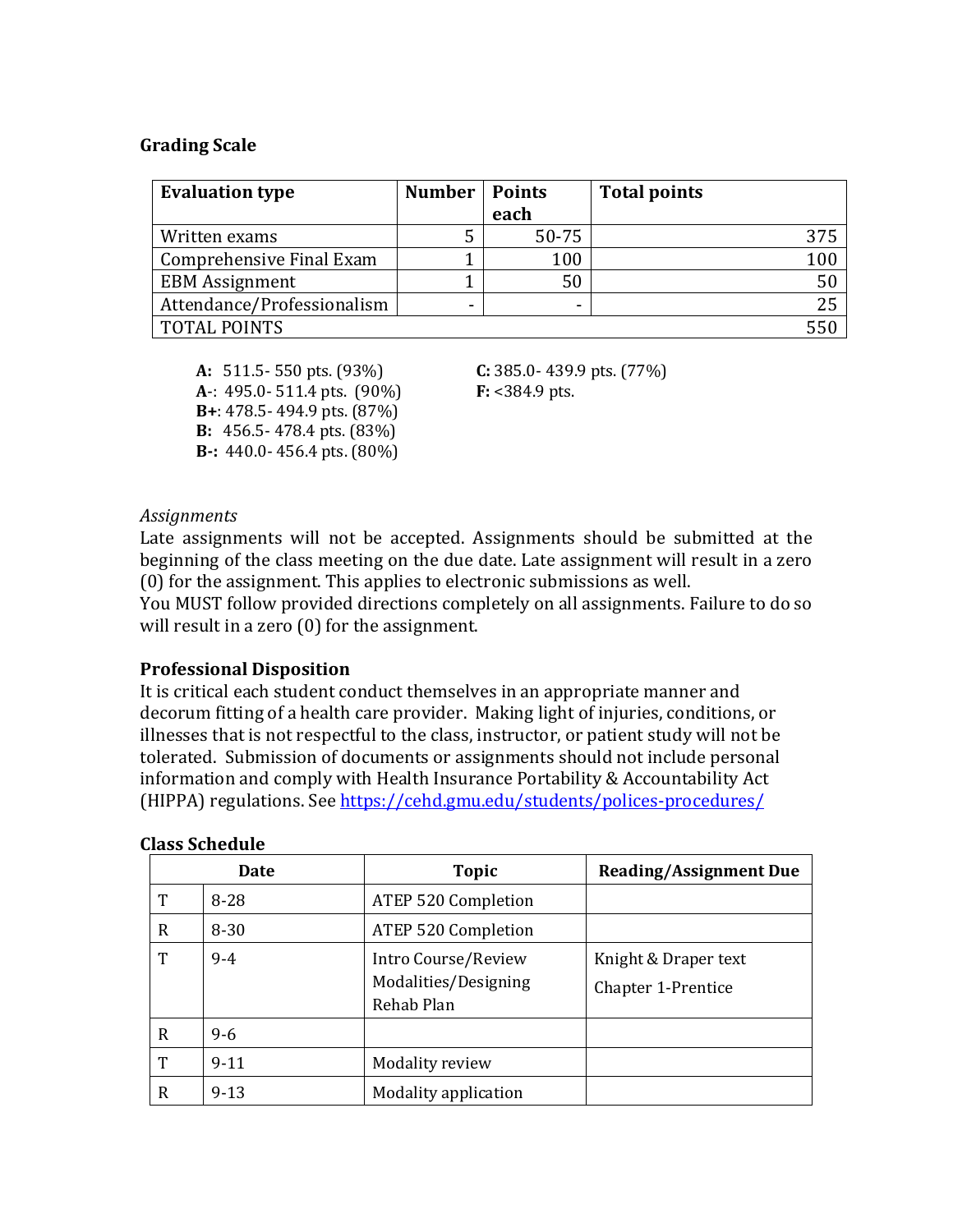**Grading Scale**

| Evaluation type | Number | Points each | Total points |
|---|---|---|---|
| Written exams | 5 | 50-75 | 375 |
| Comprehensive Final Exam | 1 | 100 | 100 |
| EBM Assignment | 1 | 50 | 50 |
| Attendance/Professionalism | - | - | 25 |
| TOTAL POINTS | | | 550 |

**A:** 511.5- 550 pts. (93%)
**A-**: 495.0- 511.4 pts. (90%)
**B+**: 478.5- 494.9 pts. (87%)
**B:** 456.5- 478.4 pts. (83%)
**B-:** 440.0- 456.4 pts. (80%)
**C:** 385.0- 439.9 pts. (77%)
**F:** <384.9 pts.

*Assignments*

Late assignments will not be accepted. Assignments should be submitted at the beginning of the class meeting on the due date. Late assignment will result in a zero (0) for the assignment. This applies to electronic submissions as well.
You MUST follow provided directions completely on all assignments. Failure to do so will result in a zero (0) for the assignment.

**Professional Disposition**

It is critical each student conduct themselves in an appropriate manner and decorum fitting of a health care provider. Making light of injuries, conditions, or illnesses that is not respectful to the class, instructor, or patient study will not be tolerated. Submission of documents or assignments should not include personal information and comply with Health Insurance Portability & Accountability Act (HIPPA) regulations. See https://cehd.gmu.edu/students/polices-procedures/

**Class Schedule**

| Date | | Topic | Reading/Assignment Due |
|---|---|---|---|
| T | 8-28 | ATEP 520 Completion | |
| R | 8-30 | ATEP 520 Completion | |
| T | 9-4 | Intro Course/Review Modalities/Designing Rehab Plan | Knight & Draper text Chapter 1-Prentice |
| R | 9-6 | | |
| T | 9-11 | Modality review | |
| R | 9-13 | Modality application | |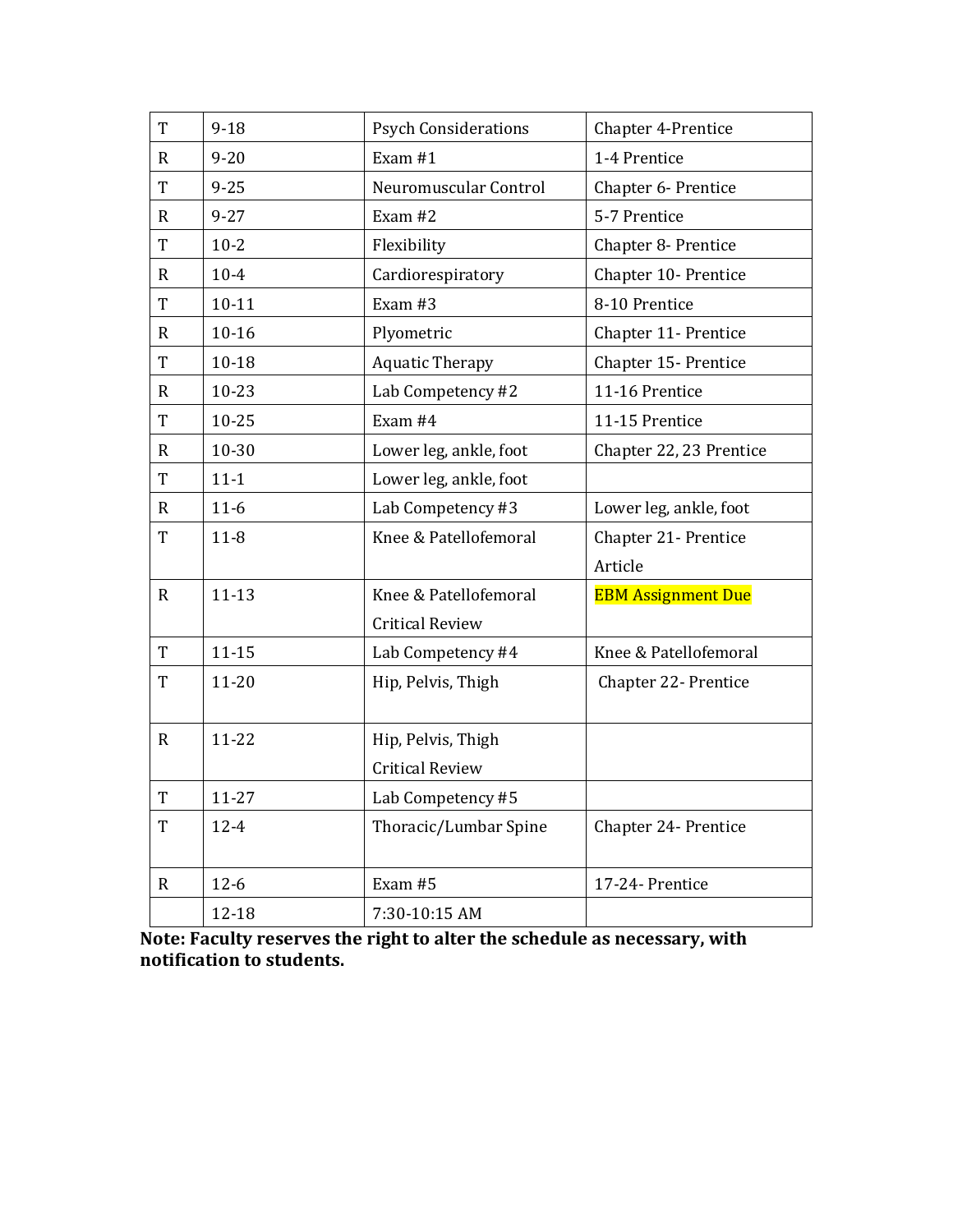| T | 9-18 | Psych Considerations | Chapter 4-Prentice |
|---|---|---|---|
| R | 9-20 | Exam #1 | 1-4 Prentice |
| T | 9-25 | Neuromuscular Control | Chapter 6- Prentice |
| R | 9-27 | Exam #2 | 5-7 Prentice |
| T | 10-2 | Flexibility | Chapter 8- Prentice |
| R | 10-4 | Cardiorespiratory | Chapter 10- Prentice |
| T | 10-11 | Exam #3 | 8-10 Prentice |
| R | 10-16 | Plyometric | Chapter 11- Prentice |
| T | 10-18 | Aquatic Therapy | Chapter 15- Prentice |
| R | 10-23 | Lab Competency #2 | 11-16 Prentice |
| T | 10-25 | Exam #4 | 11-15 Prentice |
| R | 10-30 | Lower leg, ankle, foot | Chapter 22, 23 Prentice |
| T | 11-1 | Lower leg, ankle, foot | |
| R | 11-6 | Lab Competency #3 | Lower leg, ankle, foot |
| T | 11-8 | Knee & Patellofemoral | Chapter 21- Prentice Article |
| R | 11-13 | Knee & Patellofemoral Critical Review | EBM Assignment Due |
| T | 11-15 | Lab Competency #4 | Knee & Patellofemoral |
| T | 11-20 | Hip, Pelvis, Thigh | Chapter 22- Prentice |
| R | 11-22 | Hip, Pelvis, Thigh Critical Review | |
| T | 11-27 | Lab Competency #5 | |
| T | 12-4 | Thoracic/Lumbar Spine | Chapter 24- Prentice |
| R | 12-6 | Exam #5 | 17-24- Prentice |
| | 12-18 | 7:30-10:15 AM | |

**Note: Faculty reserves the right to alter the schedule as necessary, with notification to students.**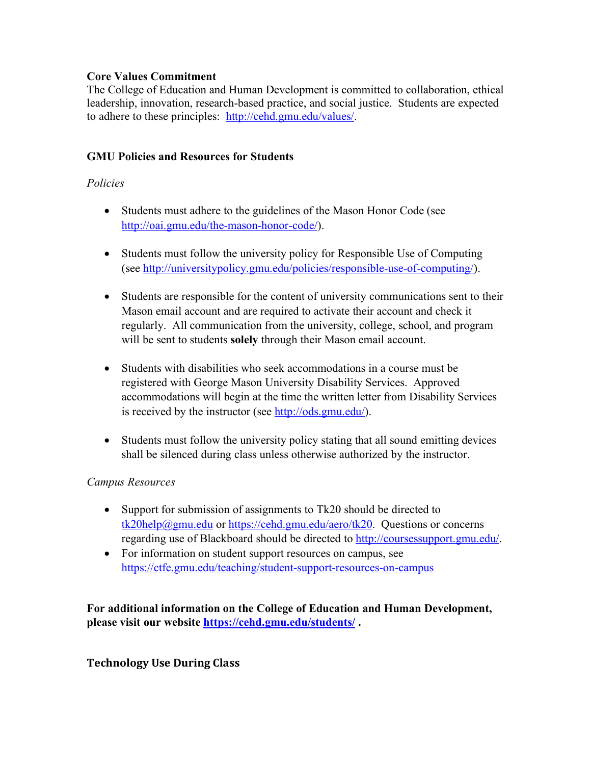**Core Values Commitment**

The College of Education and Human Development is committed to collaboration, ethical leadership, innovation, research-based practice, and social justice. Students are expected to adhere to these principles: http://cehd.gmu.edu/values/.

**GMU Policies and Resources for Students**

*Policies*

- Students must adhere to the guidelines of the Mason Honor Code (see http://oai.gmu.edu/the-mason-honor-code/).

- Students must follow the university policy for Responsible Use of Computing (see http://universitypolicy.gmu.edu/policies/responsible-use-of-computing/).

- Students are responsible for the content of university communications sent to their Mason email account and are required to activate their account and check it regularly. All communication from the university, college, school, and program will be sent to students **solely** through their Mason email account.

- Students with disabilities who seek accommodations in a course must be registered with George Mason University Disability Services. Approved accommodations will begin at the time the written letter from Disability Services is received by the instructor (see http://ods.gmu.edu/).

- Students must follow the university policy stating that all sound emitting devices shall be silenced during class unless otherwise authorized by the instructor.

*Campus Resources*

- Support for submission of assignments to Tk20 should be directed to tk20help@gmu.edu or https://cehd.gmu.edu/aero/tk20. Questions or concerns regarding use of Blackboard should be directed to http://coursessupport.gmu.edu/.
- For information on student support resources on campus, see https://ctfe.gmu.edu/teaching/student-support-resources-on-campus

**For additional information on the College of Education and Human Development, please visit our website https://cehd.gmu.edu/students/ .**

**Technology Use During Class**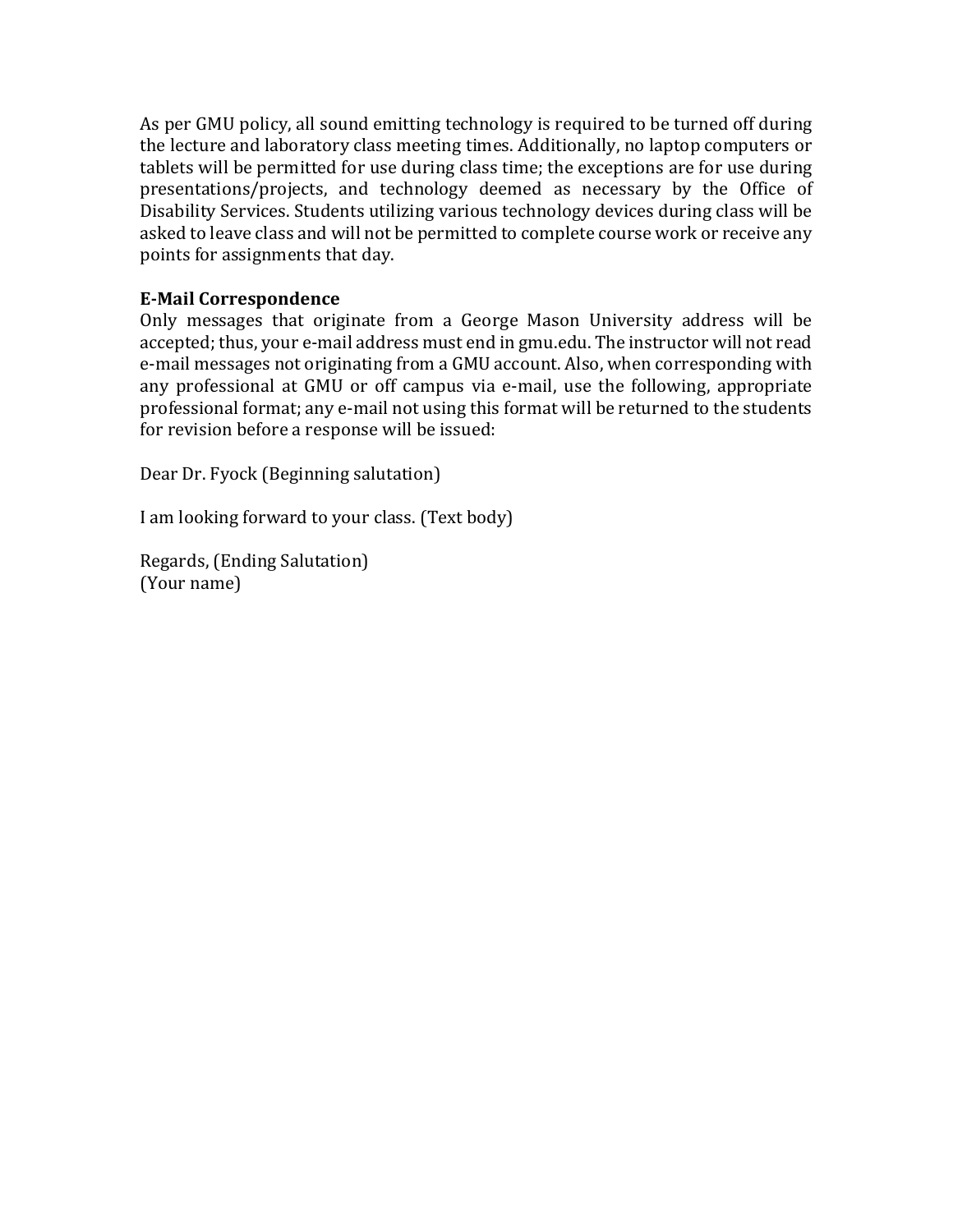As per GMU policy, all sound emitting technology is required to be turned off during the lecture and laboratory class meeting times. Additionally, no laptop computers or tablets will be permitted for use during class time; the exceptions are for use during presentations/projects, and technology deemed as necessary by the Office of Disability Services. Students utilizing various technology devices during class will be asked to leave class and will not be permitted to complete course work or receive any points for assignments that day.

**E-Mail Correspondence**

Only messages that originate from a George Mason University address will be accepted; thus, your e-mail address must end in gmu.edu. The instructor will not read e-mail messages not originating from a GMU account. Also, when corresponding with any professional at GMU or off campus via e-mail, use the following, appropriate professional format; any e-mail not using this format will be returned to the students for revision before a response will be issued:

Dear Dr. Fyock (Beginning salutation)

I am looking forward to your class. (Text body)

Regards, (Ending Salutation)
(Your name)